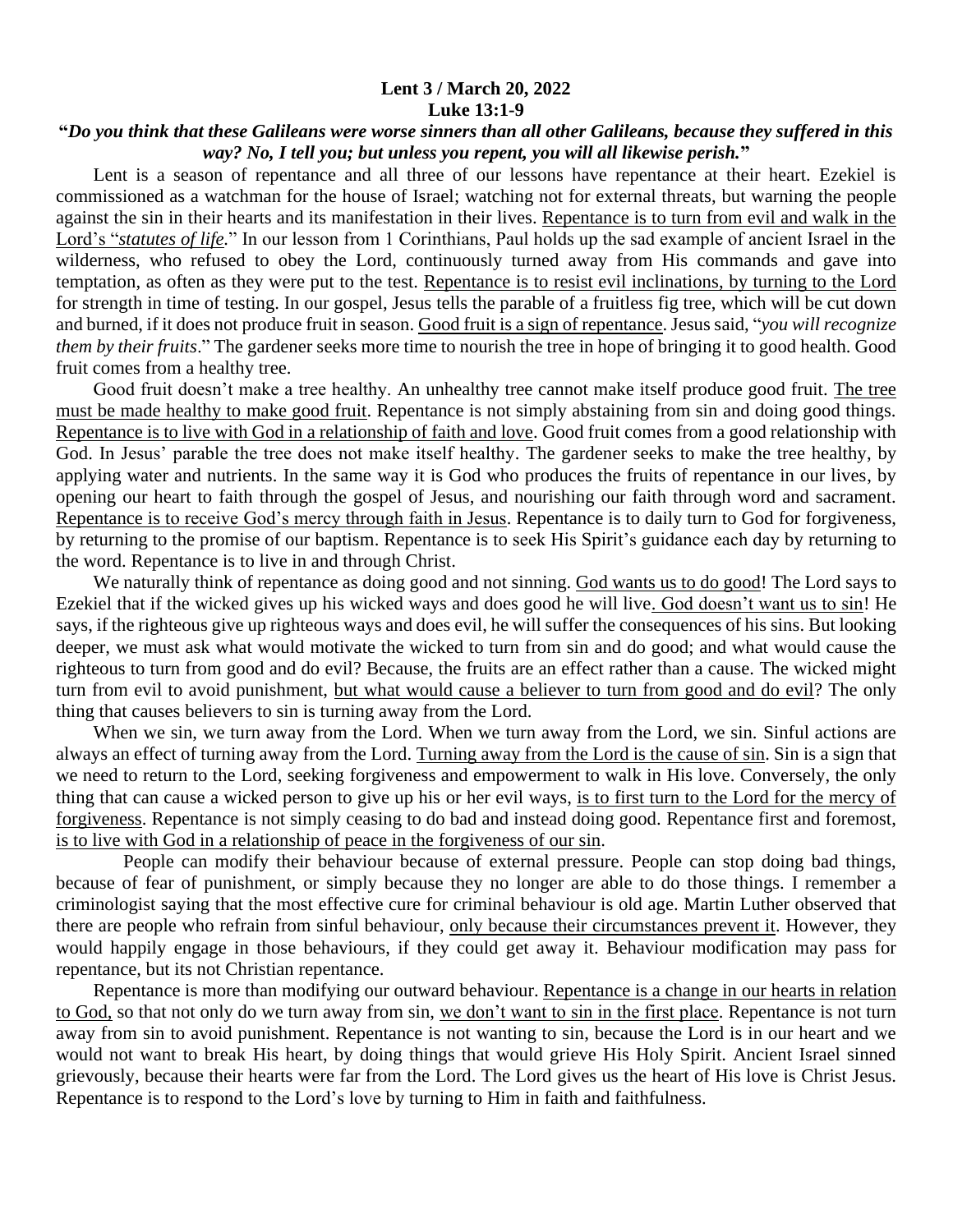**Lent 3 / March 20, 2022**
**Luke 13:1-9**

**"*Do you think that these Galileans were worse sinners than all other Galileans, because they suffered in this way? No, I tell you; but unless you repent, you will all likewise perish.*"**

Lent is a season of repentance and all three of our lessons have repentance at their heart. Ezekiel is commissioned as a watchman for the house of Israel; watching not for external threats, but warning the people against the sin in their hearts and its manifestation in their lives. Repentance is to turn from evil and walk in the Lord's "*statutes of life*." In our lesson from 1 Corinthians, Paul holds up the sad example of ancient Israel in the wilderness, who refused to obey the Lord, continuously turned away from His commands and gave into temptation, as often as they were put to the test. Repentance is to resist evil inclinations, by turning to the Lord for strength in time of testing. In our gospel, Jesus tells the parable of a fruitless fig tree, which will be cut down and burned, if it does not produce fruit in season. Good fruit is a sign of repentance. Jesus said, "*you will recognize them by their fruits*." The gardener seeks more time to nourish the tree in hope of bringing it to good health. Good fruit comes from a healthy tree.

Good fruit doesn't make a tree healthy. An unhealthy tree cannot make itself produce good fruit. The tree must be made healthy to make good fruit. Repentance is not simply abstaining from sin and doing good things. Repentance is to live with God in a relationship of faith and love. Good fruit comes from a good relationship with God. In Jesus' parable the tree does not make itself healthy. The gardener seeks to make the tree healthy, by applying water and nutrients. In the same way it is God who produces the fruits of repentance in our lives, by opening our heart to faith through the gospel of Jesus, and nourishing our faith through word and sacrament. Repentance is to receive God's mercy through faith in Jesus. Repentance is to daily turn to God for forgiveness, by returning to the promise of our baptism. Repentance is to seek His Spirit's guidance each day by returning to the word. Repentance is to live in and through Christ.

We naturally think of repentance as doing good and not sinning. God wants us to do good! The Lord says to Ezekiel that if the wicked gives up his wicked ways and does good he will live. God doesn't want us to sin! He says, if the righteous give up righteous ways and does evil, he will suffer the consequences of his sins. But looking deeper, we must ask what would motivate the wicked to turn from sin and do good; and what would cause the righteous to turn from good and do evil? Because, the fruits are an effect rather than a cause. The wicked might turn from evil to avoid punishment, but what would cause a believer to turn from good and do evil? The only thing that causes believers to sin is turning away from the Lord.

When we sin, we turn away from the Lord. When we turn away from the Lord, we sin. Sinful actions are always an effect of turning away from the Lord. Turning away from the Lord is the cause of sin. Sin is a sign that we need to return to the Lord, seeking forgiveness and empowerment to walk in His love. Conversely, the only thing that can cause a wicked person to give up his or her evil ways, is to first turn to the Lord for the mercy of forgiveness. Repentance is not simply ceasing to do bad and instead doing good. Repentance first and foremost, is to live with God in a relationship of peace in the forgiveness of our sin.

People can modify their behaviour because of external pressure. People can stop doing bad things, because of fear of punishment, or simply because they no longer are able to do those things. I remember a criminologist saying that the most effective cure for criminal behaviour is old age. Martin Luther observed that there are people who refrain from sinful behaviour, only because their circumstances prevent it. However, they would happily engage in those behaviours, if they could get away it. Behaviour modification may pass for repentance, but its not Christian repentance.

Repentance is more than modifying our outward behaviour. Repentance is a change in our hearts in relation to God, so that not only do we turn away from sin, we don't want to sin in the first place. Repentance is not turn away from sin to avoid punishment. Repentance is not wanting to sin, because the Lord is in our heart and we would not want to break His heart, by doing things that would grieve His Holy Spirit. Ancient Israel sinned grievously, because their hearts were far from the Lord. The Lord gives us the heart of His love is Christ Jesus. Repentance is to respond to the Lord's love by turning to Him in faith and faithfulness.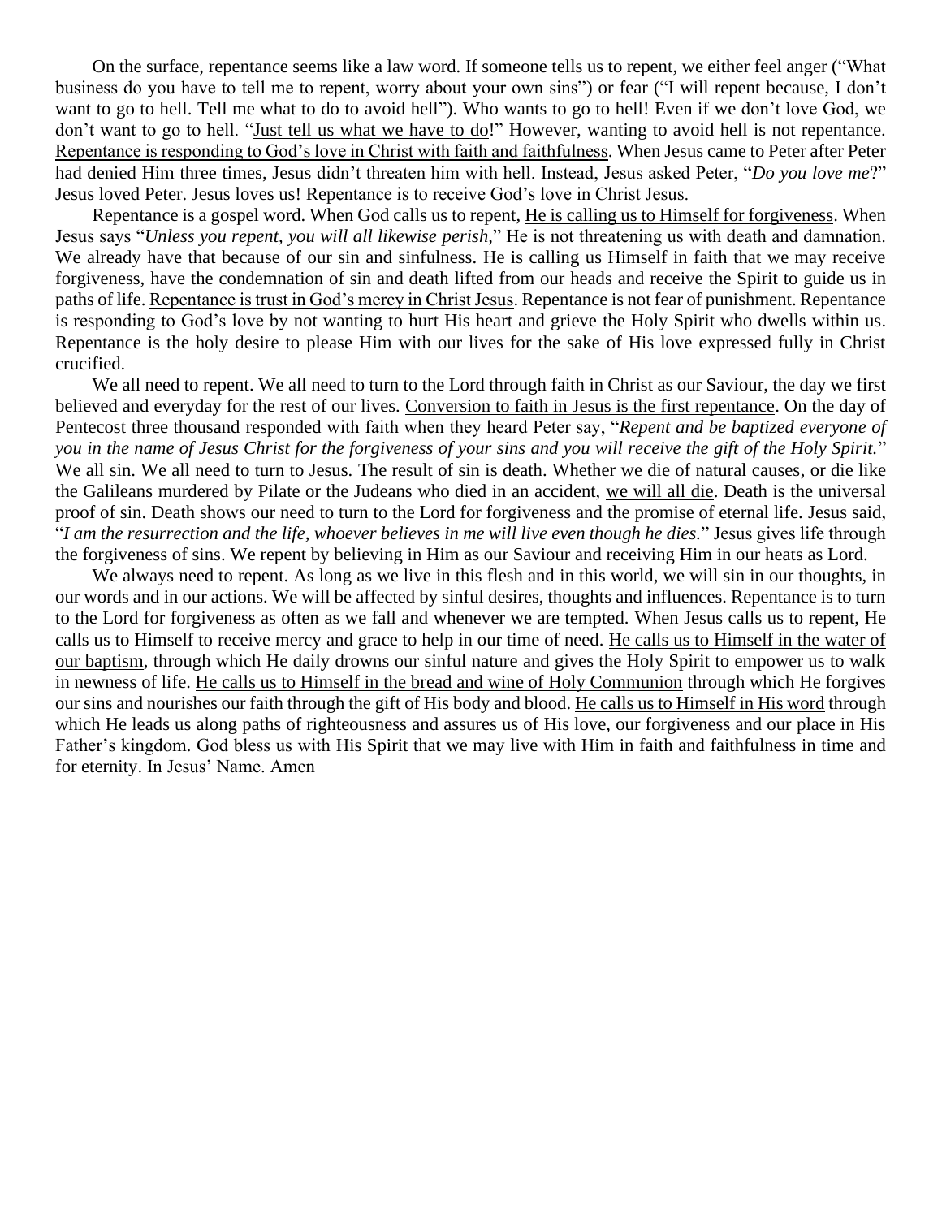On the surface, repentance seems like a law word. If someone tells us to repent, we either feel anger ("What business do you have to tell me to repent, worry about your own sins") or fear ("I will repent because, I don't want to go to hell. Tell me what to do to avoid hell"). Who wants to go to hell! Even if we don't love God, we don't want to go to hell. "Just tell us what we have to do!" However, wanting to avoid hell is not repentance. Repentance is responding to God's love in Christ with faith and faithfulness. When Jesus came to Peter after Peter had denied Him three times, Jesus didn't threaten him with hell. Instead, Jesus asked Peter, "*Do you love me*?" Jesus loved Peter. Jesus loves us! Repentance is to receive God's love in Christ Jesus.

Repentance is a gospel word. When God calls us to repent, He is calling us to Himself for forgiveness. When Jesus says "*Unless you repent, you will all likewise perish,*" He is not threatening us with death and damnation. We already have that because of our sin and sinfulness. He is calling us Himself in faith that we may receive forgiveness, have the condemnation of sin and death lifted from our heads and receive the Spirit to guide us in paths of life. Repentance is trust in God's mercy in Christ Jesus. Repentance is not fear of punishment. Repentance is responding to God's love by not wanting to hurt His heart and grieve the Holy Spirit who dwells within us. Repentance is the holy desire to please Him with our lives for the sake of His love expressed fully in Christ crucified.

We all need to repent. We all need to turn to the Lord through faith in Christ as our Saviour, the day we first believed and everyday for the rest of our lives. Conversion to faith in Jesus is the first repentance. On the day of Pentecost three thousand responded with faith when they heard Peter say, "*Repent and be baptized everyone of you in the name of Jesus Christ for the forgiveness of your sins and you will receive the gift of the Holy Spirit.*" We all sin. We all need to turn to Jesus. The result of sin is death. Whether we die of natural causes, or die like the Galileans murdered by Pilate or the Judeans who died in an accident, we will all die. Death is the universal proof of sin. Death shows our need to turn to the Lord for forgiveness and the promise of eternal life. Jesus said, "*I am the resurrection and the life, whoever believes in me will live even though he dies.*" Jesus gives life through the forgiveness of sins. We repent by believing in Him as our Saviour and receiving Him in our heats as Lord.

We always need to repent. As long as we live in this flesh and in this world, we will sin in our thoughts, in our words and in our actions. We will be affected by sinful desires, thoughts and influences. Repentance is to turn to the Lord for forgiveness as often as we fall and whenever we are tempted. When Jesus calls us to repent, He calls us to Himself to receive mercy and grace to help in our time of need. He calls us to Himself in the water of our baptism, through which He daily drowns our sinful nature and gives the Holy Spirit to empower us to walk in newness of life. He calls us to Himself in the bread and wine of Holy Communion through which He forgives our sins and nourishes our faith through the gift of His body and blood. He calls us to Himself in His word through which He leads us along paths of righteousness and assures us of His love, our forgiveness and our place in His Father's kingdom. God bless us with His Spirit that we may live with Him in faith and faithfulness in time and for eternity. In Jesus' Name. Amen